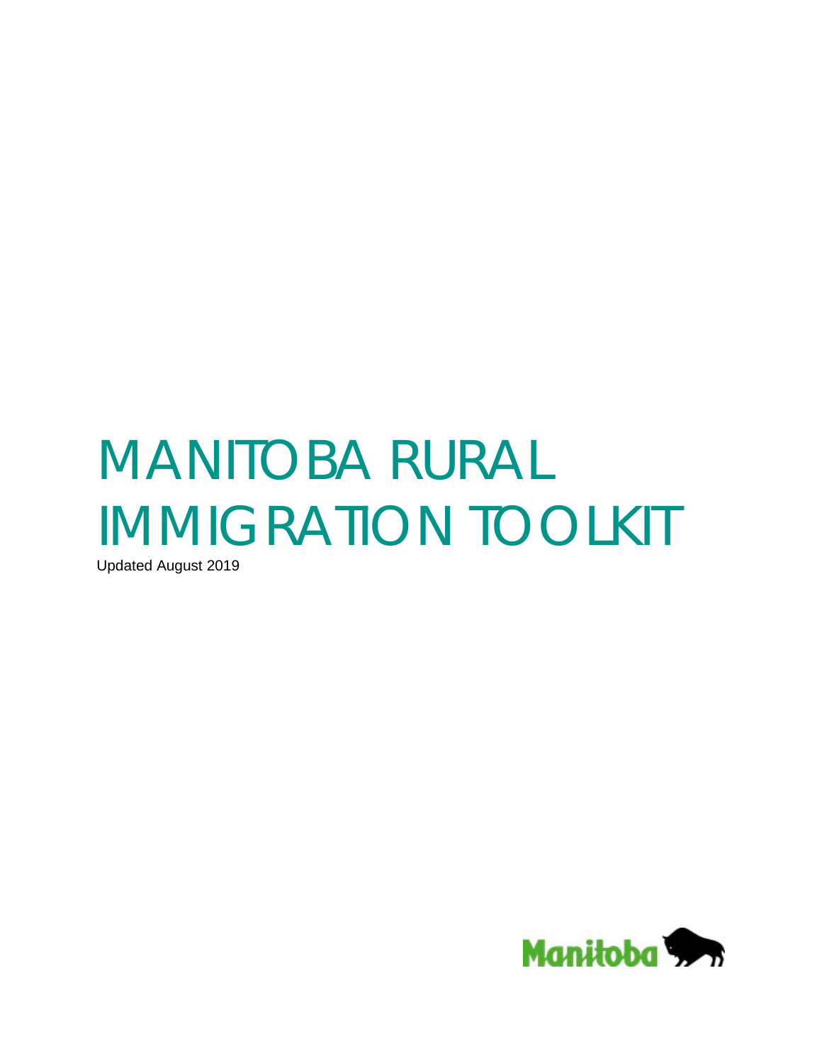# MANITOBA RURAL IMMIGRATION TOOLKIT

Updated August 2019

Manitoba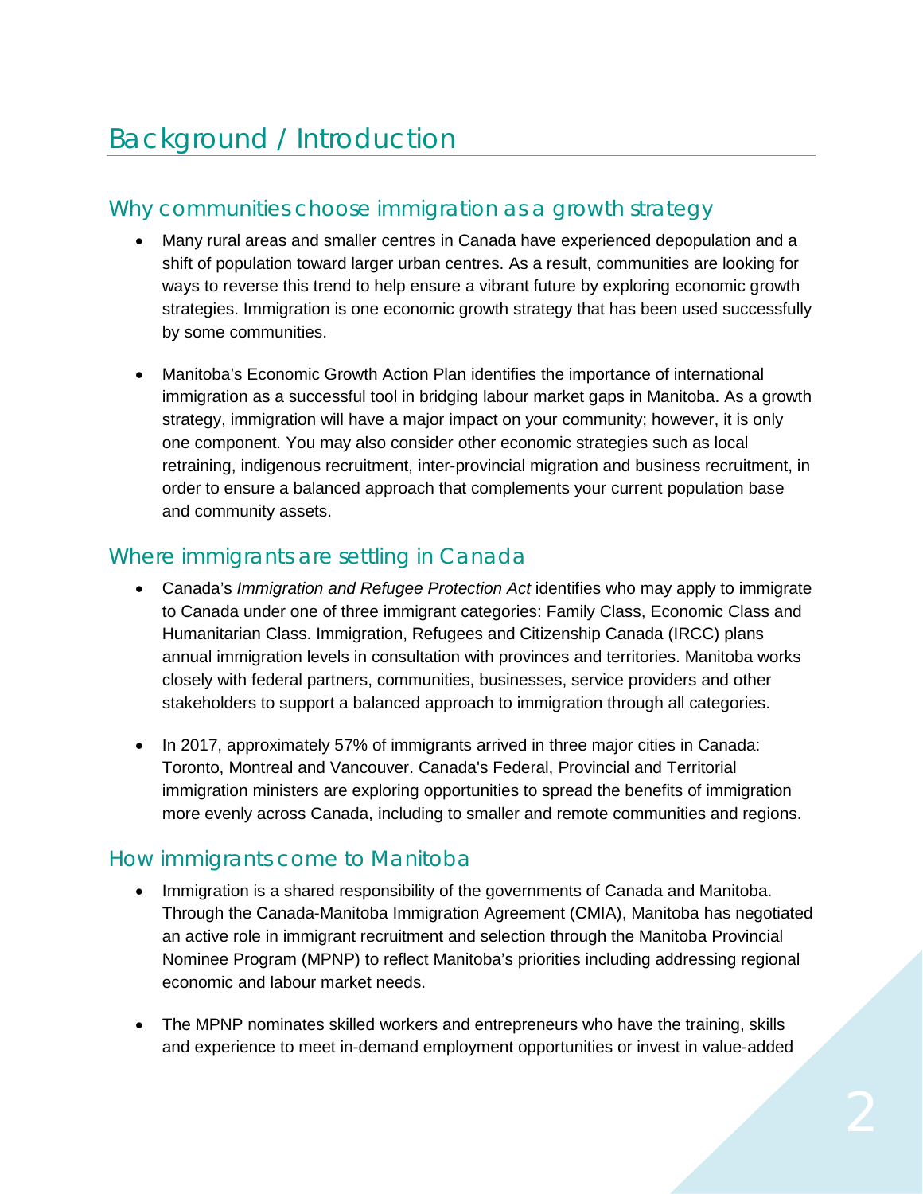# Background / Introduction

## Why communities choose immigration as a growth strategy

- Many rural areas and smaller centres in Canada have experienced depopulation and a shift of population toward larger urban centres. As a result, communities are looking for ways to reverse this trend to help ensure a vibrant future by exploring economic growth strategies. Immigration is one economic growth strategy that has been used successfully by some communities.

- Manitoba's Economic Growth Action Plan identifies the importance of international immigration as a successful tool in bridging labour market gaps in Manitoba. As a growth strategy, immigration will have a major impact on your community; however, it is only one component. You may also consider other economic strategies such as local retraining, indigenous recruitment, inter-provincial migration and business recruitment, in order to ensure a balanced approach that complements your current population base and community assets.

## Where immigrants are settling in Canada

- Canada's *Immigration and Refugee Protection Act* identifies who may apply to immigrate to Canada under one of three immigrant categories: Family Class, Economic Class and Humanitarian Class. Immigration, Refugees and Citizenship Canada (IRCC) plans annual immigration levels in consultation with provinces and territories. Manitoba works closely with federal partners, communities, businesses, service providers and other stakeholders to support a balanced approach to immigration through all categories.

- In 2017, approximately 57% of immigrants arrived in three major cities in Canada: Toronto, Montreal and Vancouver. Canada's Federal, Provincial and Territorial immigration ministers are exploring opportunities to spread the benefits of immigration more evenly across Canada, including to smaller and remote communities and regions.

## How immigrants come to Manitoba

- Immigration is a shared responsibility of the governments of Canada and Manitoba. Through the Canada-Manitoba Immigration Agreement (CMIA), Manitoba has negotiated an active role in immigrant recruitment and selection through the Manitoba Provincial Nominee Program (MPNP) to reflect Manitoba's priorities including addressing regional economic and labour market needs.

- The MPNP nominates skilled workers and entrepreneurs who have the training, skills and experience to meet in-demand employment opportunities or invest in value-added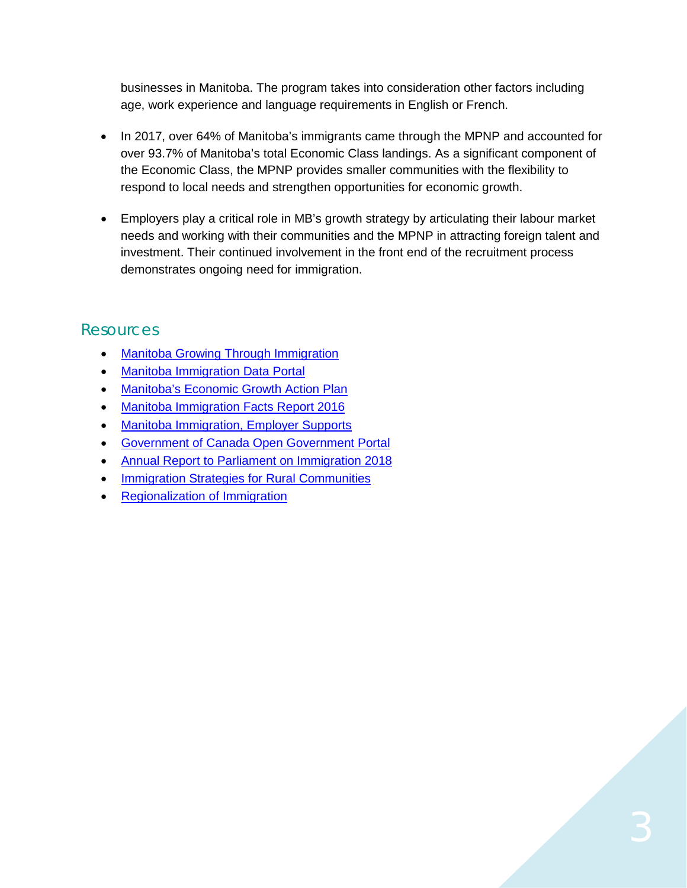businesses in Manitoba. The program takes into consideration other factors including age, work experience and language requirements in English or French.

- In 2017, over 64% of Manitoba's immigrants came through the MPNP and accounted for over 93.7% of Manitoba's total Economic Class landings. As a significant component of the Economic Class, the MPNP provides smaller communities with the flexibility to respond to local needs and strengthen opportunities for economic growth.

- Employers play a critical role in MB's growth strategy by articulating their labour market needs and working with their communities and the MPNP in attracting foreign talent and investment. Their continued involvement in the front end of the recruitment process demonstrates ongoing need for immigration.

## Resources

- Manitoba Growing Through Immigration
- Manitoba Immigration Data Portal
- Manitoba's Economic Growth Action Plan
- Manitoba Immigration Facts Report 2016
- Manitoba Immigration, Employer Supports
- Government of Canada Open Government Portal
- Annual Report to Parliament on Immigration 2018
- Immigration Strategies for Rural Communities
- Regionalization of Immigration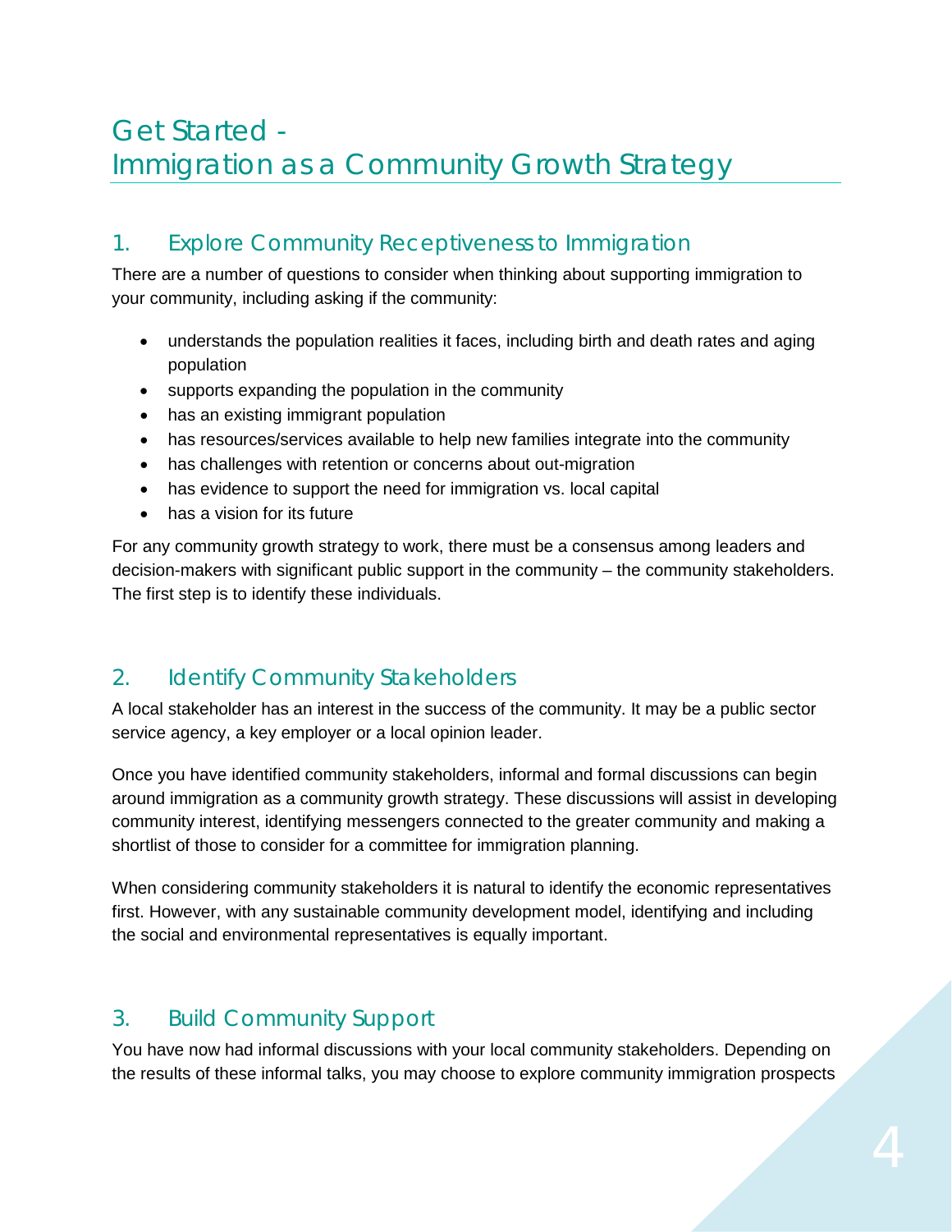# Get Started - Immigration as a Community Growth Strategy

## 1. Explore Community Receptiveness to Immigration

There are a number of questions to consider when thinking about supporting immigration to your community, including asking if the community:

- understands the population realities it faces, including birth and death rates and aging population
- supports expanding the population in the community
- has an existing immigrant population
- has resources/services available to help new families integrate into the community
- has challenges with retention or concerns about out-migration
- has evidence to support the need for immigration vs. local capital
- has a vision for its future

For any community growth strategy to work, there must be a consensus among leaders and decision-makers with significant public support in the community – the community stakeholders. The first step is to identify these individuals.

## 2. Identify Community Stakeholders

A local stakeholder has an interest in the success of the community. It may be a public sector service agency, a key employer or a local opinion leader.

Once you have identified community stakeholders, informal and formal discussions can begin around immigration as a community growth strategy. These discussions will assist in developing community interest, identifying messengers connected to the greater community and making a shortlist of those to consider for a committee for immigration planning.

When considering community stakeholders it is natural to identify the economic representatives first. However, with any sustainable community development model, identifying and including the social and environmental representatives is equally important.

## 3. Build Community Support

You have now had informal discussions with your local community stakeholders. Depending on the results of these informal talks, you may choose to explore community immigration prospects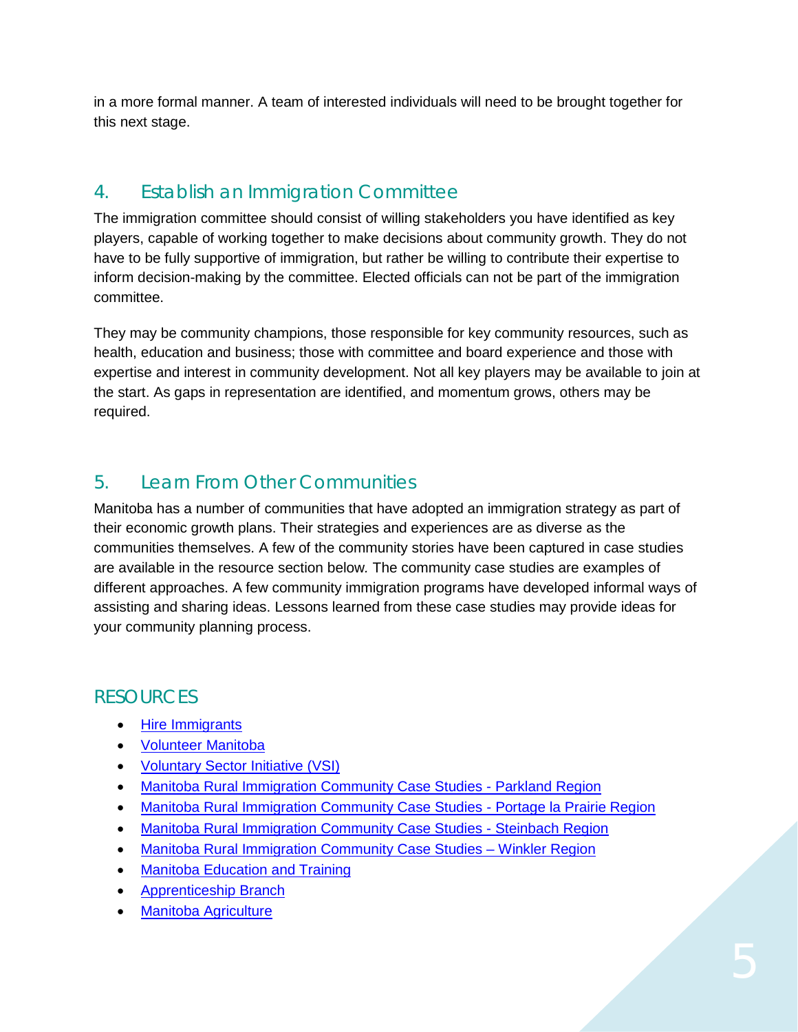in a more formal manner. A team of interested individuals will need to be brought together for this next stage.

## 4. Establish an Immigration Committee

The immigration committee should consist of willing stakeholders you have identified as key players, capable of working together to make decisions about community growth. They do not have to be fully supportive of immigration, but rather be willing to contribute their expertise to inform decision-making by the committee. Elected officials can not be part of the immigration committee.

They may be community champions, those responsible for key community resources, such as health, education and business; those with committee and board experience and those with expertise and interest in community development. Not all key players may be available to join at the start. As gaps in representation are identified, and momentum grows, others may be required.

## 5. Learn From Other Communities

Manitoba has a number of communities that have adopted an immigration strategy as part of their economic growth plans. Their strategies and experiences are as diverse as the communities themselves. A few of the community stories have been captured in case studies are available in the resource section below. The community case studies are examples of different approaches. A few community immigration programs have developed informal ways of assisting and sharing ideas. Lessons learned from these case studies may provide ideas for your community planning process.

## RESOURCES

- Hire Immigrants
- Volunteer Manitoba
- Voluntary Sector Initiative (VSI)
- Manitoba Rural Immigration Community Case Studies - Parkland Region
- Manitoba Rural Immigration Community Case Studies - Portage la Prairie Region
- Manitoba Rural Immigration Community Case Studies - Steinbach Region
- Manitoba Rural Immigration Community Case Studies – Winkler Region
- Manitoba Education and Training
- Apprenticeship Branch
- Manitoba Agriculture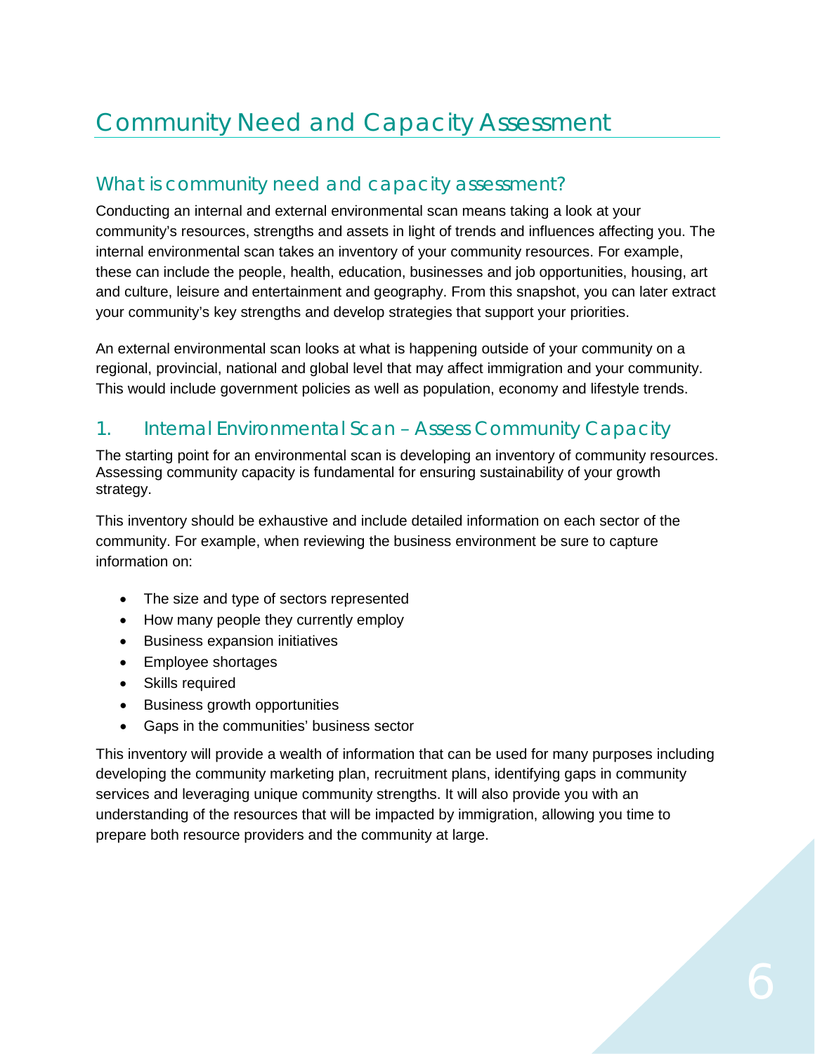# Community Need and Capacity Assessment

## What is community need and capacity assessment?

Conducting an internal and external environmental scan means taking a look at your community's resources, strengths and assets in light of trends and influences affecting you. The internal environmental scan takes an inventory of your community resources. For example, these can include the people, health, education, businesses and job opportunities, housing, art and culture, leisure and entertainment and geography. From this snapshot, you can later extract your community's key strengths and develop strategies that support your priorities.

An external environmental scan looks at what is happening outside of your community on a regional, provincial, national and global level that may affect immigration and your community. This would include government policies as well as population, economy and lifestyle trends.

## 1. Internal Environmental Scan – Assess Community Capacity

The starting point for an environmental scan is developing an inventory of community resources. Assessing community capacity is fundamental for ensuring sustainability of your growth strategy.

This inventory should be exhaustive and include detailed information on each sector of the community. For example, when reviewing the business environment be sure to capture information on:

- The size and type of sectors represented
- How many people they currently employ
- Business expansion initiatives
- Employee shortages
- Skills required
- Business growth opportunities
- Gaps in the communities' business sector

This inventory will provide a wealth of information that can be used for many purposes including developing the community marketing plan, recruitment plans, identifying gaps in community services and leveraging unique community strengths. It will also provide you with an understanding of the resources that will be impacted by immigration, allowing you time to prepare both resource providers and the community at large.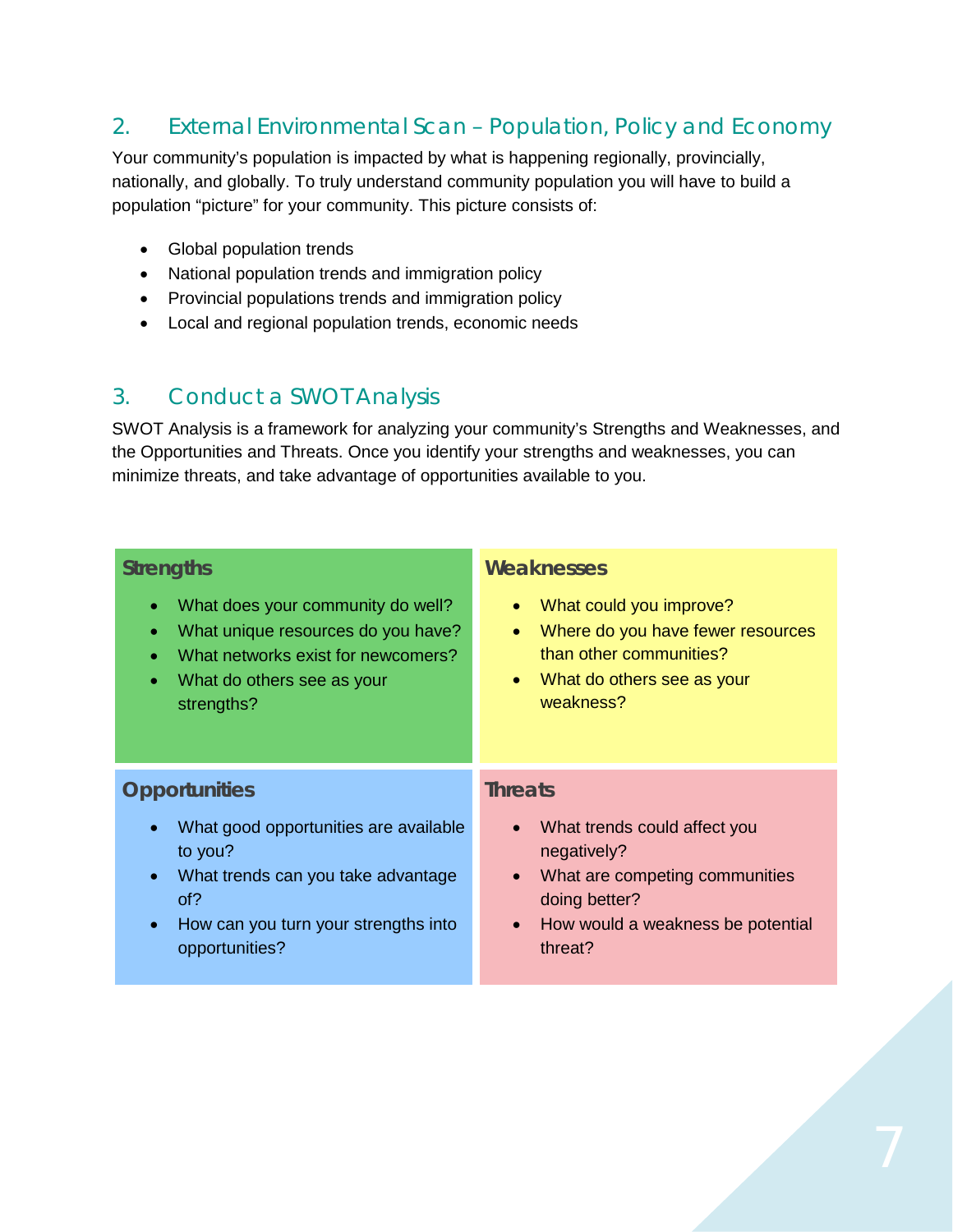## 2. External Environmental Scan – Population, Policy and Economy

Your community's population is impacted by what is happening regionally, provincially, nationally, and globally. To truly understand community population you will have to build a population "picture" for your community. This picture consists of:

- Global population trends
- National population trends and immigration policy
- Provincial populations trends and immigration policy
- Local and regional population trends, economic needs

## 3. Conduct a SWOT Analysis

SWOT Analysis is a framework for analyzing your community's Strengths and Weaknesses, and the Opportunities and Threats. Once you identify your strengths and weaknesses, you can minimize threats, and take advantage of opportunities available to you.

| **Strengths** | **Weaknesses** |
|---|---|
| • What does your community do well?<br>• What unique resources do you have?<br>• What networks exist for newcomers?<br>• What do others see as your strengths? | • What could you improve?<br>• Where do you have fewer resources than other communities?<br>• What do others see as your weakness? |
| **Opportunities** | **Threats** |
| • What good opportunities are available to you?<br>• What trends can you take advantage of?<br>• How can you turn your strengths into opportunities? | • What trends could affect you negatively?<br>• What are competing communities doing better?<br>• How would a weakness be potential threat? |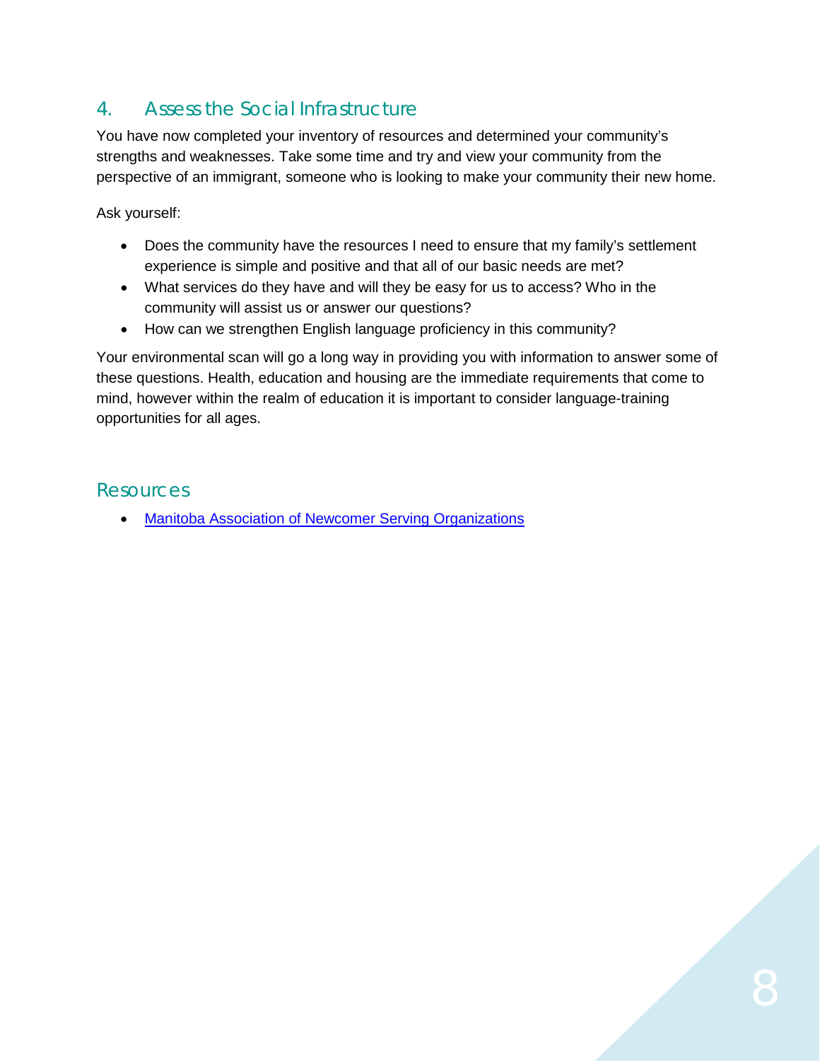## 4. Assess the Social Infrastructure

You have now completed your inventory of resources and determined your community's strengths and weaknesses. Take some time and try and view your community from the perspective of an immigrant, someone who is looking to make your community their new home.

Ask yourself:

- Does the community have the resources I need to ensure that my family's settlement experience is simple and positive and that all of our basic needs are met?
- What services do they have and will they be easy for us to access? Who in the community will assist us or answer our questions?
- How can we strengthen English language proficiency in this community?

Your environmental scan will go a long way in providing you with information to answer some of these questions. Health, education and housing are the immediate requirements that come to mind, however within the realm of education it is important to consider language-training opportunities for all ages.

## Resources

- Manitoba Association of Newcomer Serving Organizations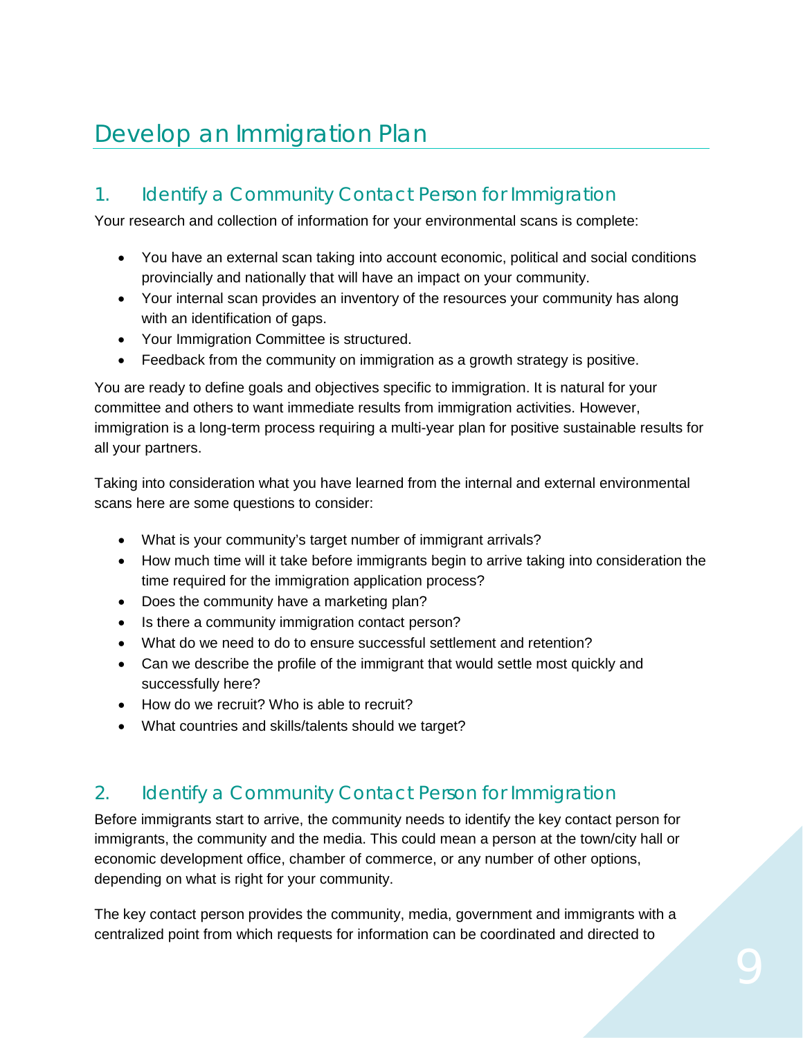# Develop an Immigration Plan

## 1. Identify a Community Contact Person for Immigration

Your research and collection of information for your environmental scans is complete:

- You have an external scan taking into account economic, political and social conditions provincially and nationally that will have an impact on your community.
- Your internal scan provides an inventory of the resources your community has along with an identification of gaps.
- Your Immigration Committee is structured.
- Feedback from the community on immigration as a growth strategy is positive.

You are ready to define goals and objectives specific to immigration. It is natural for your committee and others to want immediate results from immigration activities. However, immigration is a long-term process requiring a multi-year plan for positive sustainable results for all your partners.

Taking into consideration what you have learned from the internal and external environmental scans here are some questions to consider:

- What is your community's target number of immigrant arrivals?
- How much time will it take before immigrants begin to arrive taking into consideration the time required for the immigration application process?
- Does the community have a marketing plan?
- Is there a community immigration contact person?
- What do we need to do to ensure successful settlement and retention?
- Can we describe the profile of the immigrant that would settle most quickly and successfully here?
- How do we recruit? Who is able to recruit?
- What countries and skills/talents should we target?

## 2. Identify a Community Contact Person for Immigration

Before immigrants start to arrive, the community needs to identify the key contact person for immigrants, the community and the media. This could mean a person at the town/city hall or economic development office, chamber of commerce, or any number of other options, depending on what is right for your community.

The key contact person provides the community, media, government and immigrants with a centralized point from which requests for information can be coordinated and directed to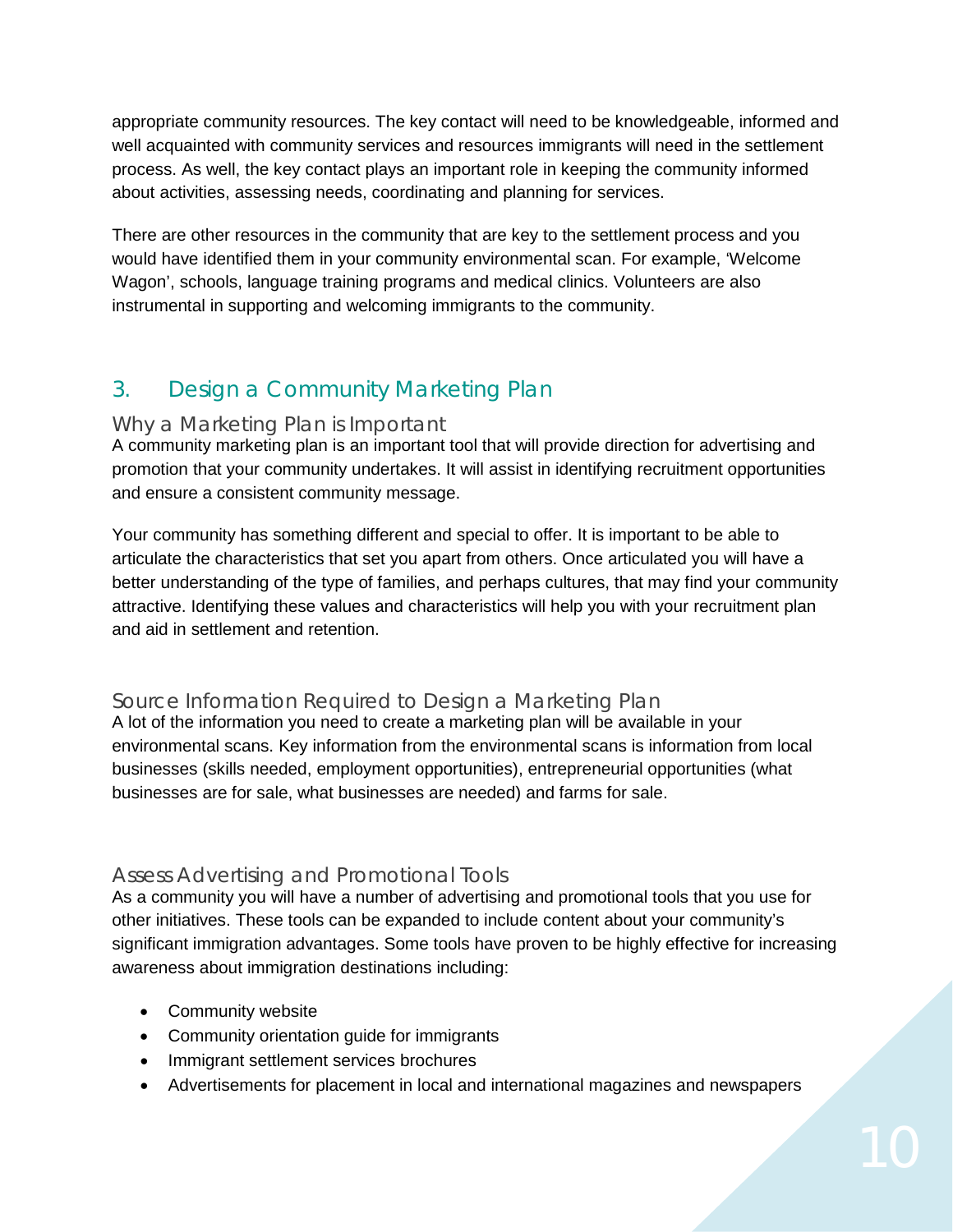appropriate community resources. The key contact will need to be knowledgeable, informed and well acquainted with community services and resources immigrants will need in the settlement process. As well, the key contact plays an important role in keeping the community informed about activities, assessing needs, coordinating and planning for services.

There are other resources in the community that are key to the settlement process and you would have identified them in your community environmental scan. For example, 'Welcome Wagon', schools, language training programs and medical clinics. Volunteers are also instrumental in supporting and welcoming immigrants to the community.

## 3. Design a Community Marketing Plan

### Why a Marketing Plan is Important

A community marketing plan is an important tool that will provide direction for advertising and promotion that your community undertakes. It will assist in identifying recruitment opportunities and ensure a consistent community message.

Your community has something different and special to offer. It is important to be able to articulate the characteristics that set you apart from others. Once articulated you will have a better understanding of the type of families, and perhaps cultures, that may find your community attractive. Identifying these values and characteristics will help you with your recruitment plan and aid in settlement and retention.

### Source Information Required to Design a Marketing Plan

A lot of the information you need to create a marketing plan will be available in your environmental scans. Key information from the environmental scans is information from local businesses (skills needed, employment opportunities), entrepreneurial opportunities (what businesses are for sale, what businesses are needed) and farms for sale.

### Assess Advertising and Promotional Tools

As a community you will have a number of advertising and promotional tools that you use for other initiatives. These tools can be expanded to include content about your community's significant immigration advantages. Some tools have proven to be highly effective for increasing awareness about immigration destinations including:

- Community website
- Community orientation guide for immigrants
- Immigrant settlement services brochures
- Advertisements for placement in local and international magazines and newspapers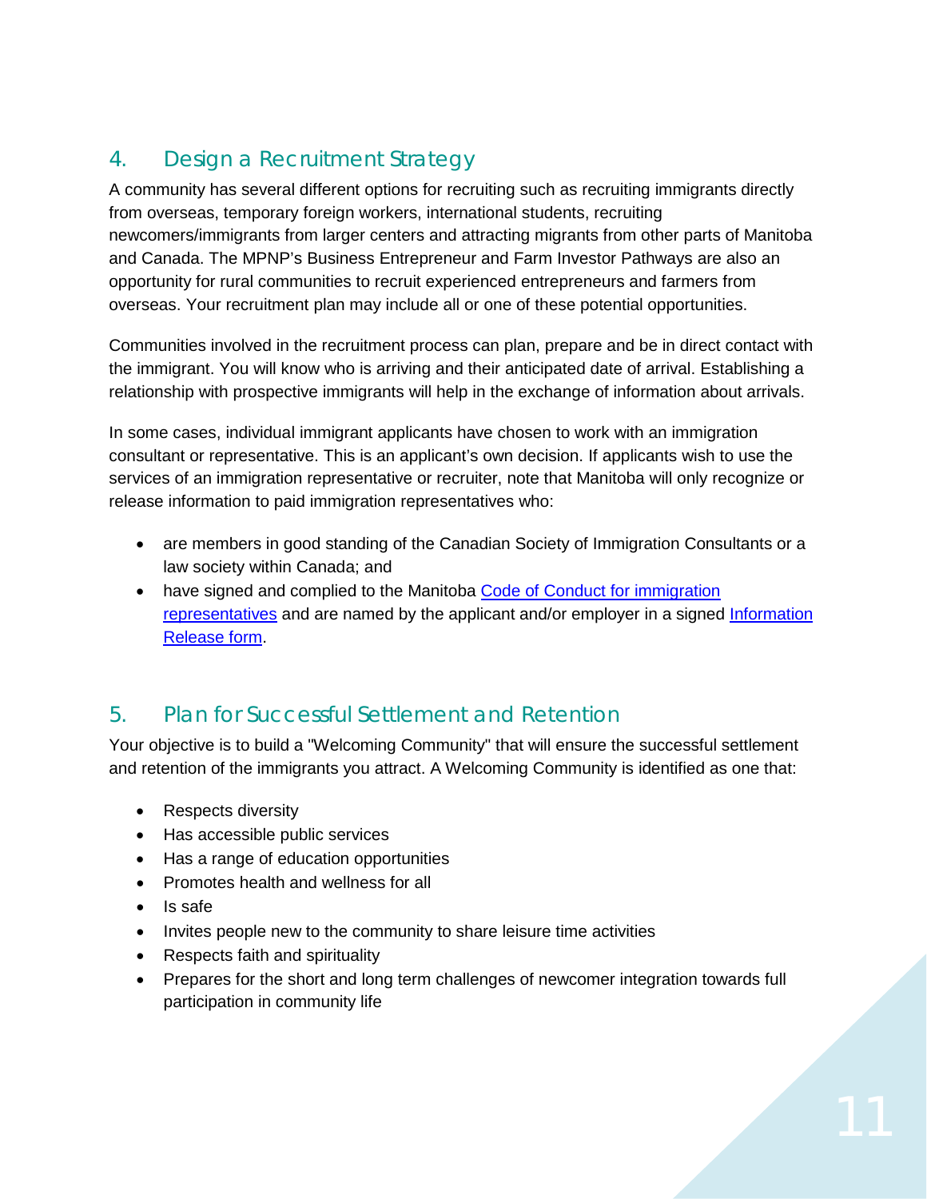## 4. Design a Recruitment Strategy

A community has several different options for recruiting such as recruiting immigrants directly from overseas, temporary foreign workers, international students, recruiting newcomers/immigrants from larger centers and attracting migrants from other parts of Manitoba and Canada. The MPNP's Business Entrepreneur and Farm Investor Pathways are also an opportunity for rural communities to recruit experienced entrepreneurs and farmers from overseas. Your recruitment plan may include all or one of these potential opportunities.

Communities involved in the recruitment process can plan, prepare and be in direct contact with the immigrant. You will know who is arriving and their anticipated date of arrival. Establishing a relationship with prospective immigrants will help in the exchange of information about arrivals.

In some cases, individual immigrant applicants have chosen to work with an immigration consultant or representative. This is an applicant's own decision. If applicants wish to use the services of an immigration representative or recruiter, note that Manitoba will only recognize or release information to paid immigration representatives who:

- are members in good standing of the Canadian Society of Immigration Consultants or a law society within Canada; and
- have signed and complied to the Manitoba Code of Conduct for immigration representatives and are named by the applicant and/or employer in a signed Information Release form.

## 5. Plan for Successful Settlement and Retention

Your objective is to build a "Welcoming Community" that will ensure the successful settlement and retention of the immigrants you attract. A Welcoming Community is identified as one that:

- Respects diversity
- Has accessible public services
- Has a range of education opportunities
- Promotes health and wellness for all
- Is safe
- Invites people new to the community to share leisure time activities
- Respects faith and spirituality
- Prepares for the short and long term challenges of newcomer integration towards full participation in community life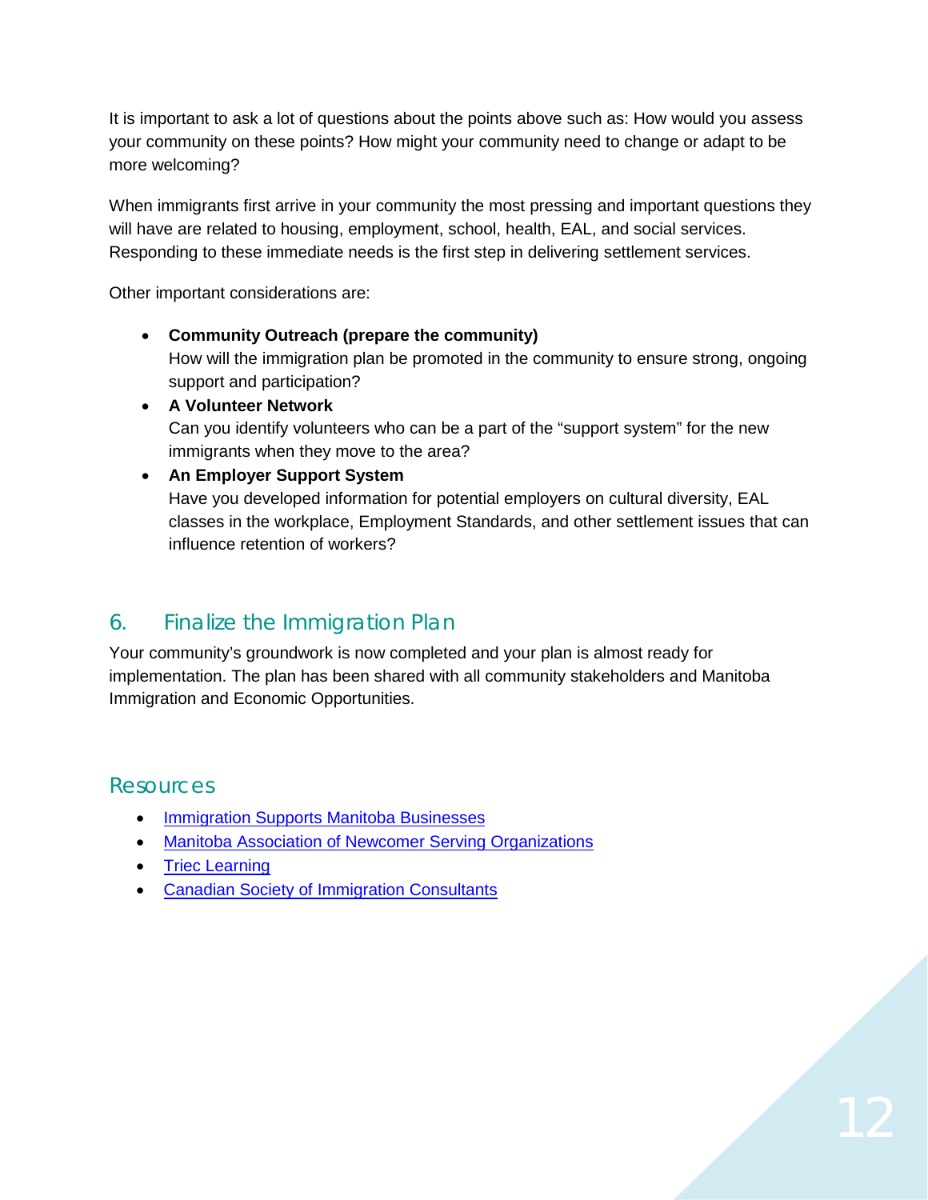It is important to ask a lot of questions about the points above such as: How would you assess your community on these points? How might your community need to change or adapt to be more welcoming?

When immigrants first arrive in your community the most pressing and important questions they will have are related to housing, employment, school, health, EAL, and social services. Responding to these immediate needs is the first step in delivering settlement services.

Other important considerations are:

- **Community Outreach (prepare the community)**
  How will the immigration plan be promoted in the community to ensure strong, ongoing support and participation?
- **A Volunteer Network**
  Can you identify volunteers who can be a part of the "support system" for the new immigrants when they move to the area?
- **An Employer Support System**
  Have you developed information for potential employers on cultural diversity, EAL classes in the workplace, Employment Standards, and other settlement issues that can influence retention of workers?

## 6. Finalize the Immigration Plan

Your community's groundwork is now completed and your plan is almost ready for implementation. The plan has been shared with all community stakeholders and Manitoba Immigration and Economic Opportunities.

## Resources

- Immigration Supports Manitoba Businesses
- Manitoba Association of Newcomer Serving Organizations
- Triec Learning
- Canadian Society of Immigration Consultants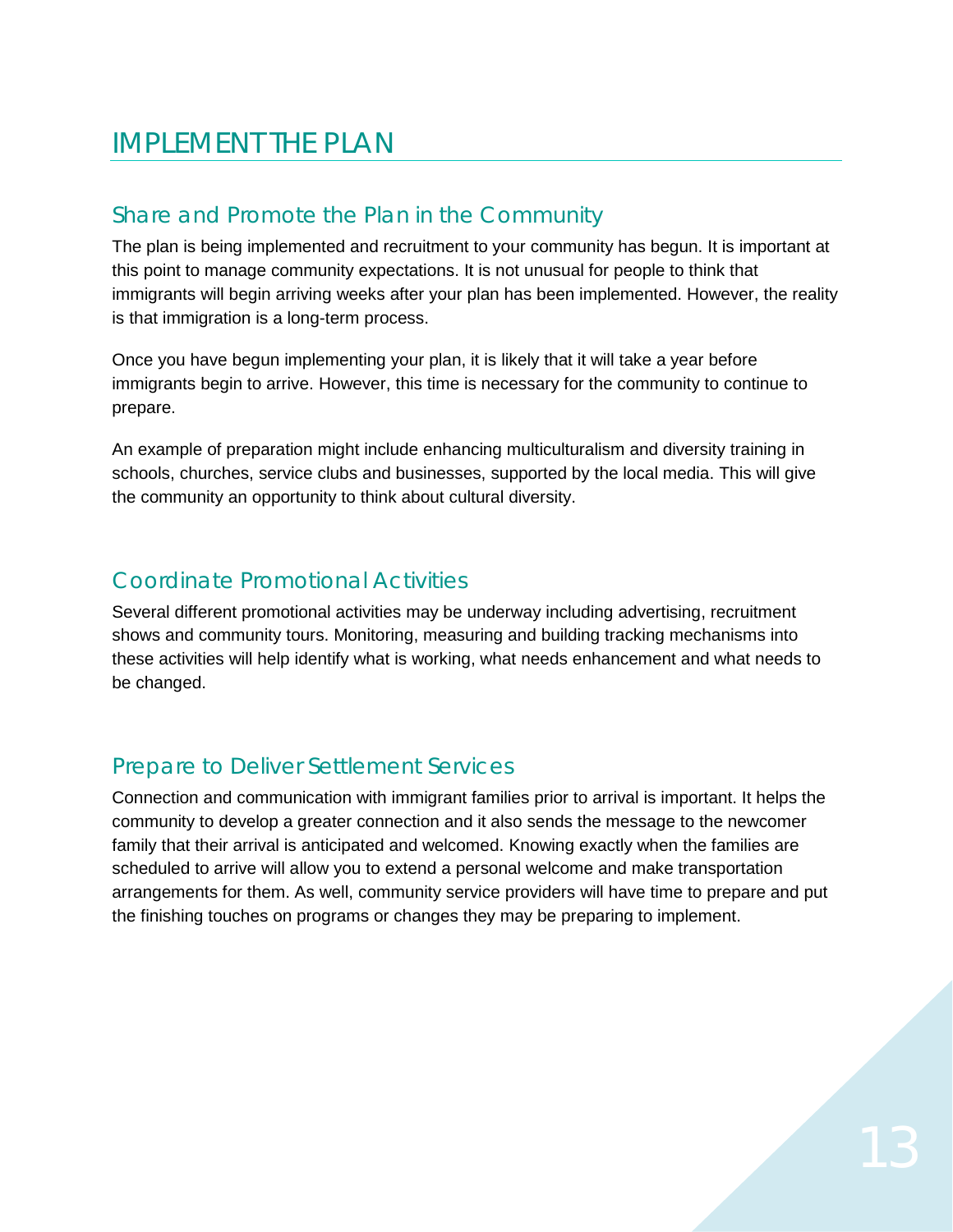# IMPLEMENT THE PLAN

## Share and Promote the Plan in the Community

The plan is being implemented and recruitment to your community has begun. It is important at this point to manage community expectations. It is not unusual for people to think that immigrants will begin arriving weeks after your plan has been implemented. However, the reality is that immigration is a long-term process.

Once you have begun implementing your plan, it is likely that it will take a year before immigrants begin to arrive. However, this time is necessary for the community to continue to prepare.

An example of preparation might include enhancing multiculturalism and diversity training in schools, churches, service clubs and businesses, supported by the local media. This will give the community an opportunity to think about cultural diversity.

## Coordinate Promotional Activities

Several different promotional activities may be underway including advertising, recruitment shows and community tours. Monitoring, measuring and building tracking mechanisms into these activities will help identify what is working, what needs enhancement and what needs to be changed.

## Prepare to Deliver Settlement Services

Connection and communication with immigrant families prior to arrival is important. It helps the community to develop a greater connection and it also sends the message to the newcomer family that their arrival is anticipated and welcomed. Knowing exactly when the families are scheduled to arrive will allow you to extend a personal welcome and make transportation arrangements for them. As well, community service providers will have time to prepare and put the finishing touches on programs or changes they may be preparing to implement.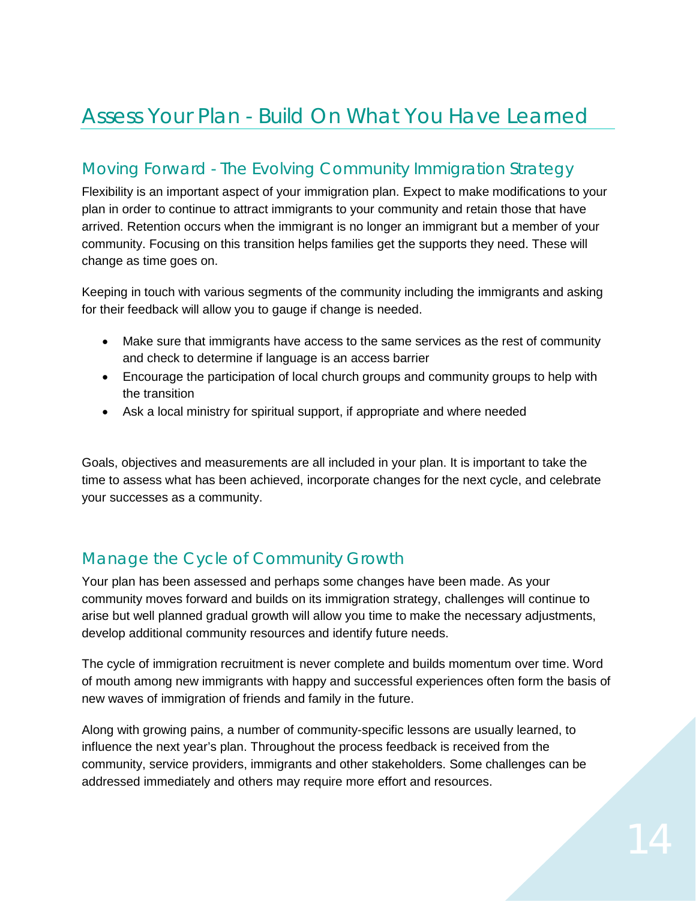# Assess Your Plan - Build On What You Have Learned

## Moving Forward - The Evolving Community Immigration Strategy

Flexibility is an important aspect of your immigration plan. Expect to make modifications to your plan in order to continue to attract immigrants to your community and retain those that have arrived. Retention occurs when the immigrant is no longer an immigrant but a member of your community. Focusing on this transition helps families get the supports they need. These will change as time goes on.

Keeping in touch with various segments of the community including the immigrants and asking for their feedback will allow you to gauge if change is needed.

- Make sure that immigrants have access to the same services as the rest of community and check to determine if language is an access barrier
- Encourage the participation of local church groups and community groups to help with the transition
- Ask a local ministry for spiritual support, if appropriate and where needed

Goals, objectives and measurements are all included in your plan. It is important to take the time to assess what has been achieved, incorporate changes for the next cycle, and celebrate your successes as a community.

## Manage the Cycle of Community Growth

Your plan has been assessed and perhaps some changes have been made. As your community moves forward and builds on its immigration strategy, challenges will continue to arise but well planned gradual growth will allow you time to make the necessary adjustments, develop additional community resources and identify future needs.

The cycle of immigration recruitment is never complete and builds momentum over time. Word of mouth among new immigrants with happy and successful experiences often form the basis of new waves of immigration of friends and family in the future.

Along with growing pains, a number of community-specific lessons are usually learned, to influence the next year's plan. Throughout the process feedback is received from the community, service providers, immigrants and other stakeholders. Some challenges can be addressed immediately and others may require more effort and resources.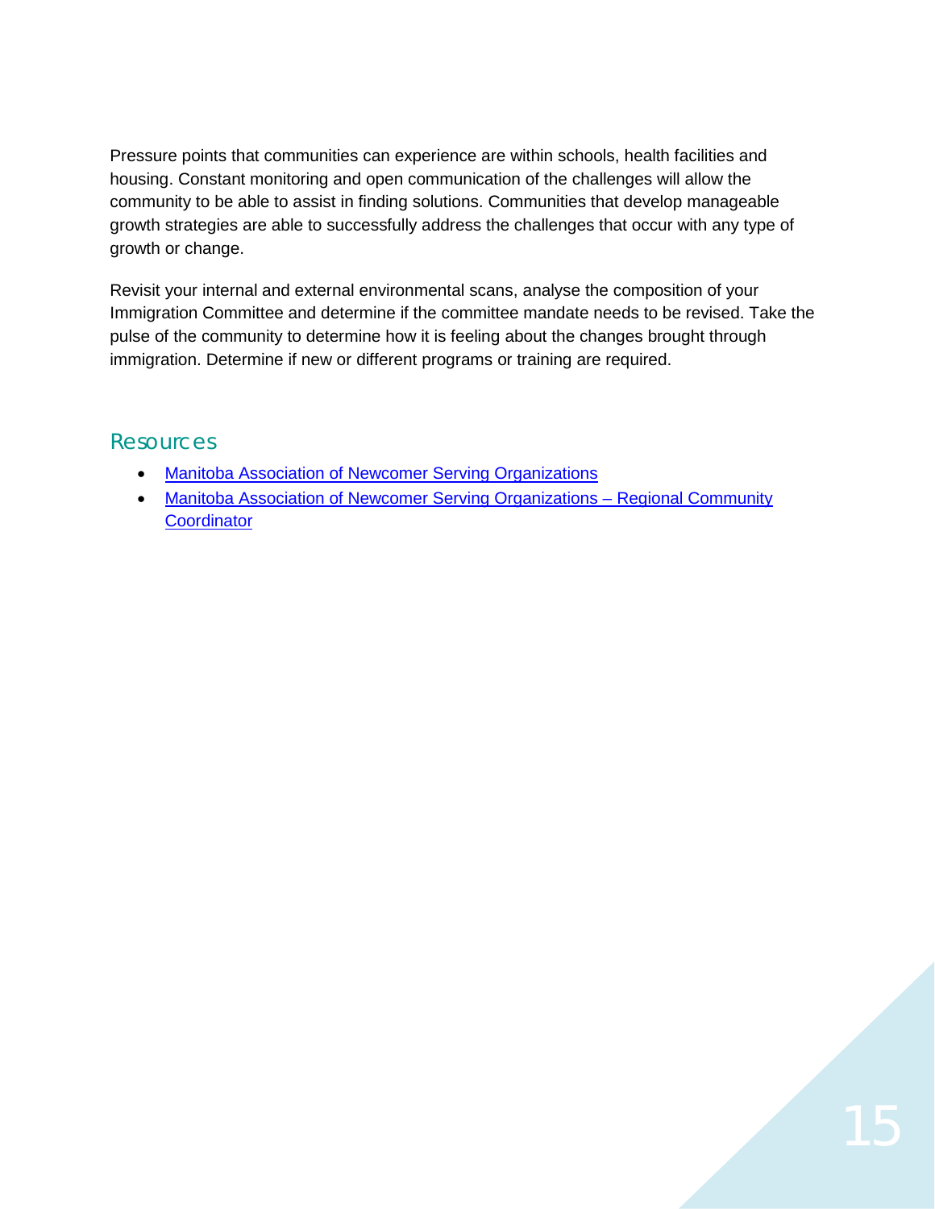Pressure points that communities can experience are within schools, health facilities and housing. Constant monitoring and open communication of the challenges will allow the community to be able to assist in finding solutions. Communities that develop manageable growth strategies are able to successfully address the challenges that occur with any type of growth or change.

Revisit your internal and external environmental scans, analyse the composition of your Immigration Committee and determine if the committee mandate needs to be revised. Take the pulse of the community to determine how it is feeling about the changes brought through immigration. Determine if new or different programs or training are required.

## Resources

- Manitoba Association of Newcomer Serving Organizations
- Manitoba Association of Newcomer Serving Organizations – Regional Community Coordinator